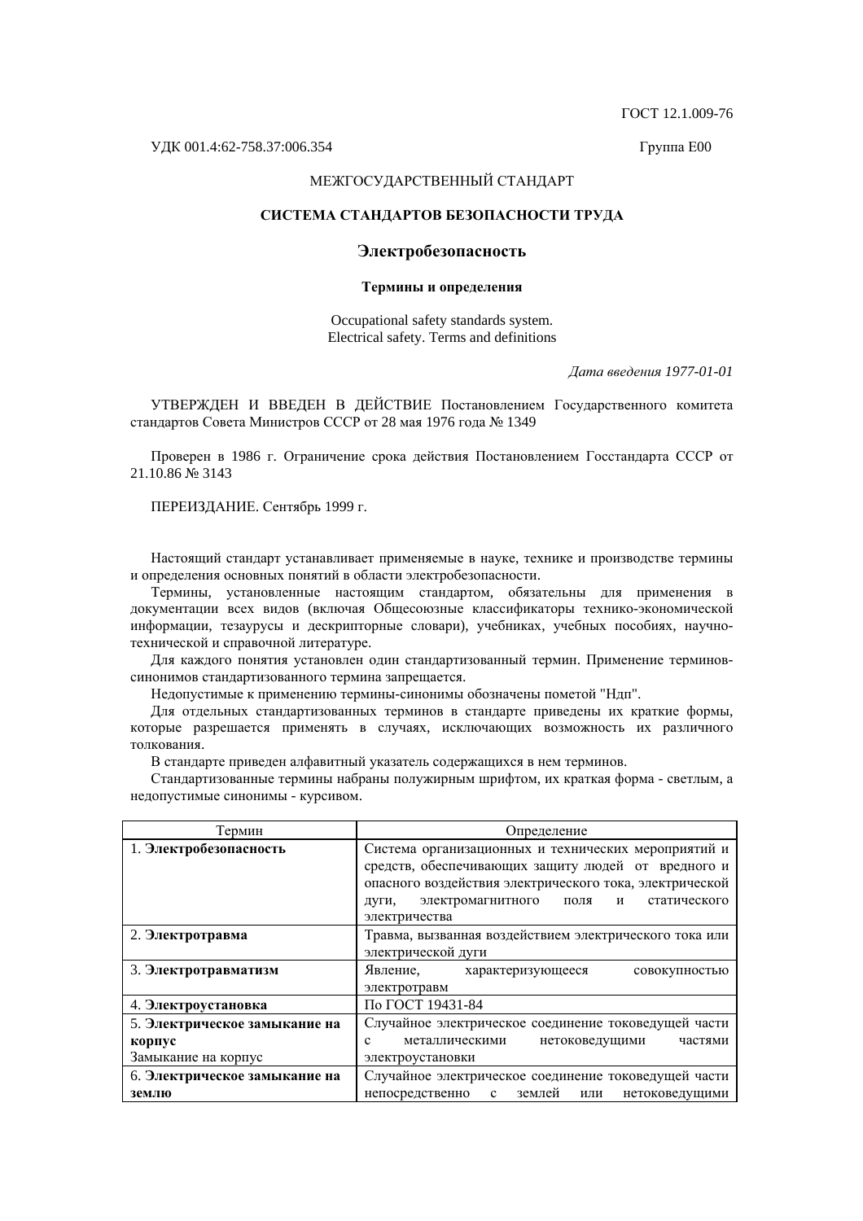ГОСТ 12.1.009-76

УДК 001.4:62-758.37:006.354 Группа Е00

МЕЖГОСУДАРСТВЕННЫЙ СТАНДАРТ

# СИСТЕМА СТАНДАРТОВ БЕЗОПАСНОСТИ ТРУДА

## Электробезопасность

### Термины и определения

Occupational safety standards system.
Electrical safety. Terms and definitions

*Дата введения 1977-01-01*

УТВЕРЖДЕН И ВВЕДЕН В ДЕЙСТВИЕ Постановлением Государственного комитета стандартов Совета Министров СССР от 28 мая 1976 года № 1349

Проверен в 1986 г. Ограничение срока действия Постановлением Госстандарта СССР от 21.10.86 № 3143

ПЕРЕИЗДАНИЕ. Сентябрь 1999 г.

Настоящий стандарт устанавливает применяемые в науке, технике и производстве термины и определения основных понятий в области электробезопасности.

Термины, установленные настоящим стандартом, обязательны для применения в документации всех видов (включая Общесоюзные классификаторы технико-экономической информации, тезаурусы и дескрипторные словари), учебниках, учебных пособиях, научно-технической и справочной литературе.

Для каждого понятия установлен один стандартизованный термин. Применение терминов-синонимов стандартизованного термина запрещается.

Недопустимые к применению термины-синонимы обозначены пометой "Ндп".

Для отдельных стандартизованных терминов в стандарте приведены их краткие формы, которые разрешается применять в случаях, исключающих возможность их различного толкования.

В стандарте приведен алфавитный указатель содержащихся в нем терминов.

Стандартизованные термины набраны полужирным шрифтом, их краткая форма - светлым, а недопустимые синонимы - курсивом.

| Термин | Определение |
|---|---|
| 1. **Электробезопасность** | Система организационных и технических мероприятий и средств, обеспечивающих защиту людей от вредного и опасного воздействия электрического тока, электрической дуги, электромагнитного поля и статического электричества |
| 2. **Электротравма** | Травма, вызванная воздействием электрического тока или электрической дуги |
| 3. **Электротравматизм** | Явление, характеризующееся совокупностью электротравм |
| 4. **Электроустановка** | По ГОСТ 19431-84 |
| 5. **Электрическое замыкание на корпус**<br>Замыкание на корпус | Случайное электрическое соединение токоведущей части с металлическими нетоковедущими частями электроустановки |
| 6. **Электрическое замыкание на землю** | Случайное электрическое соединение токоведущей части непосредственно с землей или нетоковедущими |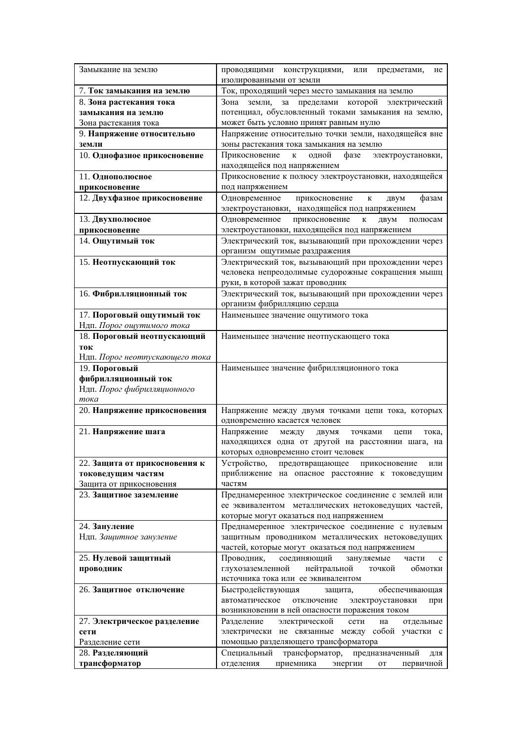| | |
|---|---|
| Замыкание на землю | проводящими конструкциями, или предметами, не изолированными от земли |
| 7. **Ток замыкания на землю** | Ток, проходящий через место замыкания на землю |
| 8. **Зона растекания тока замыкания на землю**<br>Зона растекания тока | Зона земли, за пределами которой электрический потенциал, обусловленный токами замыкания на землю, может быть условно принят равным нулю |
| 9. **Напряжение относительно земли** | Напряжение относительно точки земли, находящейся вне зоны растекания тока замыкания на землю |
| 10. **Однофазное прикосновение** | Прикосновение к одной фазе электроустановки, находящейся под напряжением |
| 11. **Однополюсное прикосновение** | Прикосновение к полюсу электроустановки, находящейся под напряжением |
| 12. **Двухфазное прикосновение** | Одновременное прикосновение к двум фазам электроустановки, находящейся под напряжением |
| 13. **Двухполюсное прикосновение** | Одновременное прикосновение к двум полюсам электроустановки, находящейся под напряжением |
| 14. **Ощутимый ток** | Электрический ток, вызывающий при прохождении через организм ощутимые раздражения |
| 15. **Неотпускающий ток** | Электрический ток, вызывающий при прохождении через человека непреодолимые судорожные сокращения мышц руки, в которой зажат проводник |
| 16. **Фибрилляционный ток** | Электрический ток, вызывающий при прохождении через организм фибрилляцию сердца |
| 17. **Пороговый ощутимый ток**<br>Ндп. *Порог ощутимого тока* | Наименьшее значение ощутимого тока |
| 18. **Пороговый неотпускающий ток**<br>Ндп. *Порог неотпускающего тока* | Наименьшее значение неотпускающего тока |
| 19. **Пороговый фибрилляционный ток**<br>Ндп. *Порог фибрилляционного тока* | Наименьшее значение фибрилляционного тока |
| 20. **Напряжение прикосновения** | Напряжение между двумя точками цепи тока, которых одновременно касается человек |
| 21. **Напряжение шага** | Напряжение между двумя точками цепи тока, находящихся одна от другой на расстоянии шага, на которых одновременно стоит человек |
| 22. **Защита от прикосновения к токоведущим частям**<br>Защита от прикосновения | Устройство, предотвращающее прикосновение или приближение на опасное расстояние к токоведущим частям |
| 23. **Защитное заземление** | Преднамеренное электрическое соединение с землей или ее эквивалентом металлических нетоковедущих частей, которые могут оказаться под напряжением |
| 24. **Зануление**<br>Ндп. *Защитное зануление* | Преднамеренное электрическое соединение с нулевым защитным проводником металлических нетоковедущих частей, которые могут оказаться под напряжением |
| 25. **Нулевой защитный проводник** | Проводник, соединяющий зануляемые части с глухозаземленной нейтральной точкой обмотки источника тока или ее эквивалентом |
| 26. **Защитное отключение** | Быстродействующая защита, обеспечивающая автоматическое отключение электроустановки при возникновении в ней опасности поражения током |
| 27. **Электрическое разделение сети**<br>Разделение сети | Разделение электрической сети на отдельные электрически не связанные между собой участки с помощью разделяющего трансформатора |
| 28. **Разделяющий трансформатор** | Специальный трансформатор, предназначенный для отделения приемника энергии от первичной |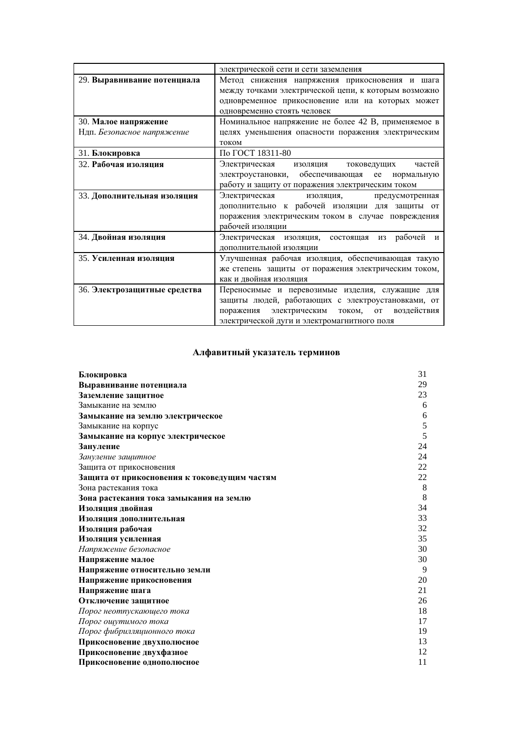| | |
|---|---|
| | электрической сети и сети заземления |
| 29. **Выравнивание потенциала** | Метод снижения напряжения прикосновения и шага между точками электрической цепи, к которым возможно одновременное прикосновение или на которых может одновременно стоять человек |
| 30. **Малое напряжение**<br>Ндп. *Безопасное напряжение* | Номинальное напряжение не более 42 В, применяемое в целях уменьшения опасности поражения электрическим током |
| 31. **Блокировка** | По ГОСТ 18311-80 |
| 32. **Рабочая изоляция** | Электрическая изоляция токоведущих частей электроустановки, обеспечивающая ее нормальную работу и защиту от поражения электрическим током |
| 33. **Дополнительная изоляция** | Электрическая изоляция, предусмотренная дополнительно к рабочей изоляции для защиты от поражения электрическим током в случае повреждения рабочей изоляции |
| 34. **Двойная изоляция** | Электрическая изоляция, состоящая из рабочей и дополнительной изоляции |
| 35. **Усиленная изоляция** | Улучшенная рабочая изоляция, обеспечивающая такую же степень защиты от поражения электрическим током, как и двойная изоляция |
| 36. **Электрозащитные средства** | Переносимые и перевозимые изделия, служащие для защиты людей, работающих с электроустановками, от поражения электрическим током, от воздействия электрической дуги и электромагнитного поля |

## Алфавитный указатель терминов

| | |
|---|---|
| **Блокировка** | 31 |
| **Выравнивание потенциала** | 29 |
| **Заземление защитное** | 23 |
| Замыкание на землю | 6 |
| **Замыкание на землю электрическое** | 6 |
| Замыкание на корпус | 5 |
| **Замыкание на корпус электрическое** | 5 |
| **Зануление** | 24 |
| *Зануление защитное* | 24 |
| Защита от прикосновения | 22 |
| **Защита от прикосновения к токоведущим частям** | 22 |
| Зона растекания тока | 8 |
| **Зона растекания тока замыкания на землю** | 8 |
| **Изоляция двойная** | 34 |
| **Изоляция дополнительная** | 33 |
| **Изоляция рабочая** | 32 |
| **Изоляция усиленная** | 35 |
| *Напряжение безопасное* | 30 |
| **Напряжение малое** | 30 |
| **Напряжение относительно земли** | 9 |
| **Напряжение прикосновения** | 20 |
| **Напряжение шага** | 21 |
| **Отключение защитное** | 26 |
| *Порог неотпускающего тока* | 18 |
| *Порог ощутимого тока* | 17 |
| *Порог фибрилляционного тока* | 19 |
| **Прикосновение двухполюсное** | 13 |
| **Прикосновение двухфазное** | 12 |
| **Прикосновение однополюсное** | 11 |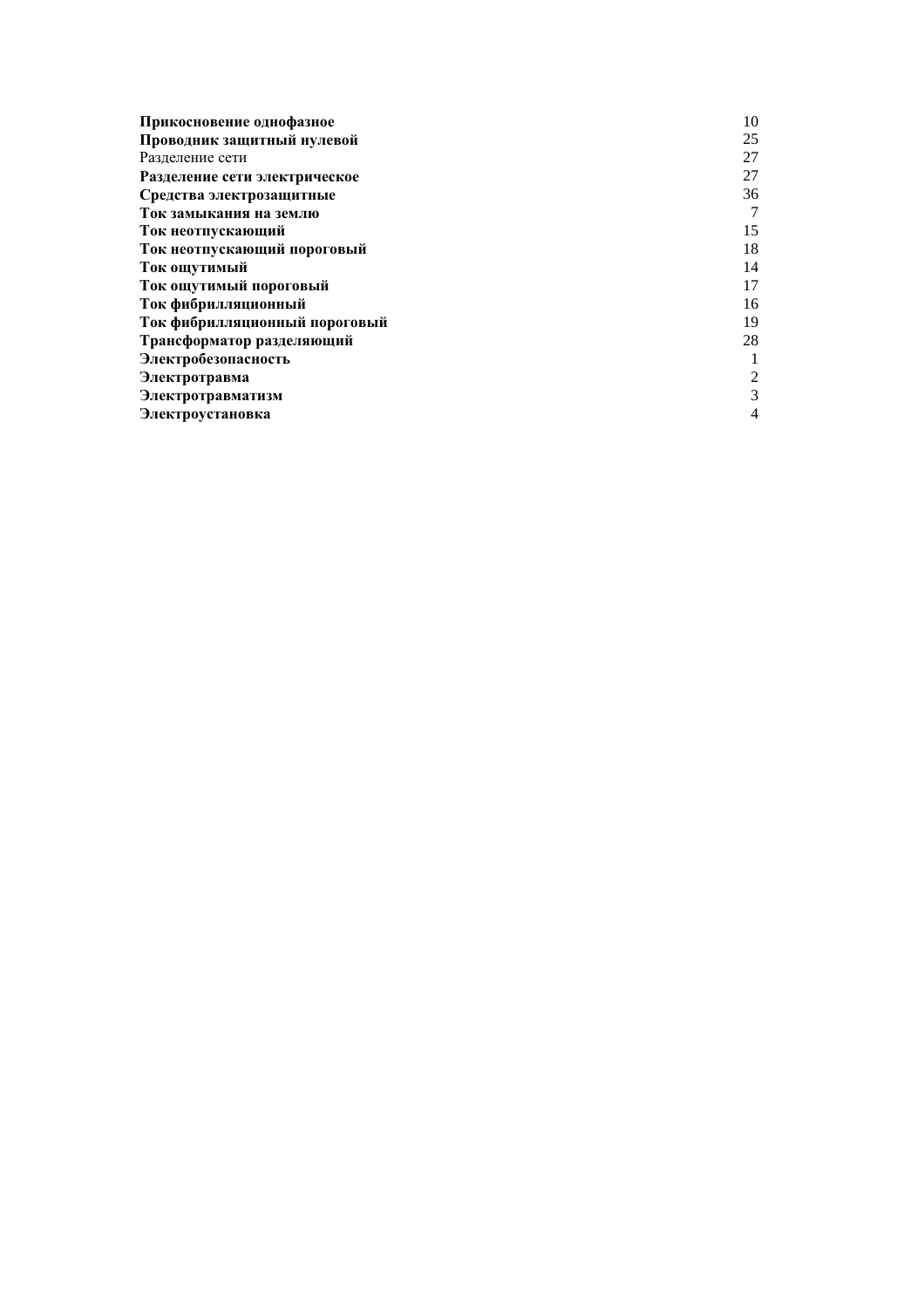| | |
|---|---|
| **Прикосновение однофазное** | 10 |
| **Проводник защитный нулевой** | 25 |
| Разделение сети | 27 |
| **Разделение сети электрическое** | 27 |
| **Средства электрозащитные** | 36 |
| **Ток замыкания на землю** | 7 |
| **Ток неотпускающий** | 15 |
| **Ток неотпускающий пороговый** | 18 |
| **Ток ощутимый** | 14 |
| **Ток ощутимый пороговый** | 17 |
| **Ток фибрилляционный** | 16 |
| **Ток фибрилляционный пороговый** | 19 |
| **Трансформатор разделяющий** | 28 |
| **Электробезопасность** | 1 |
| **Электротравма** | 2 |
| **Электротравматизм** | 3 |
| **Электроустановка** | 4 |